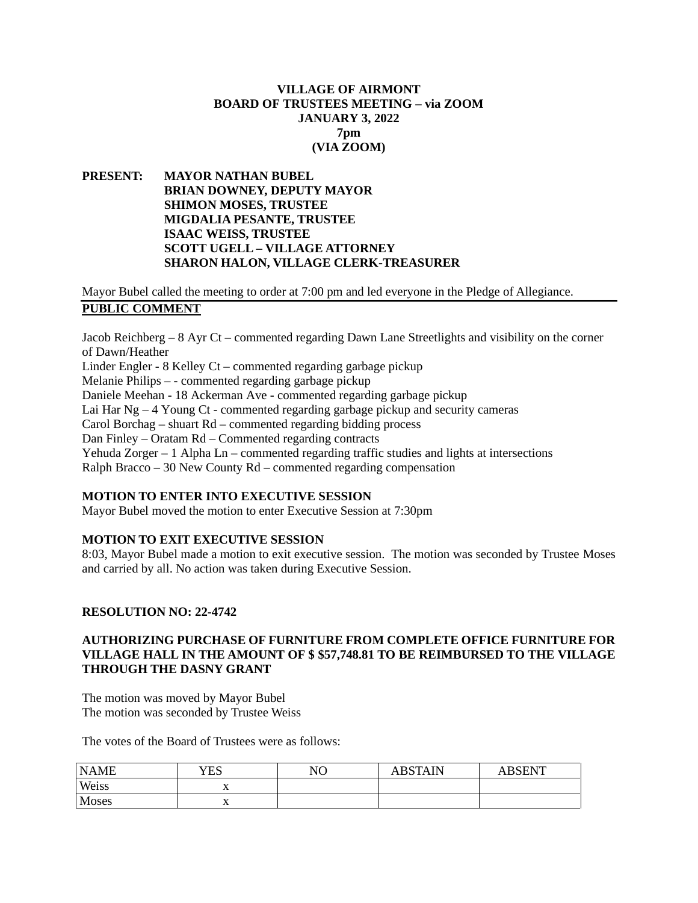**VILLAGE OF AIRMONT**
**BOARD OF TRUSTEES MEETING – via ZOOM**
**JANUARY 3, 2022**
**7pm**
**(VIA ZOOM)**

**PRESENT: MAYOR NATHAN BUBEL**
**BRIAN DOWNEY, DEPUTY MAYOR**
**SHIMON MOSES, TRUSTEE**
**MIGDALIA PESANTE, TRUSTEE**
**ISAAC WEISS, TRUSTEE**
**SCOTT UGELL – VILLAGE ATTORNEY**
**SHARON HALON, VILLAGE CLERK-TREASURER**

Mayor Bubel called the meeting to order at 7:00 pm and led everyone in the Pledge of Allegiance.

**PUBLIC COMMENT**

Jacob Reichberg – 8 Ayr Ct – commented regarding Dawn Lane Streetlights and visibility on the corner of Dawn/Heather
Linder Engler - 8 Kelley Ct – commented regarding garbage pickup
Melanie Philips – - commented regarding garbage pickup
Daniele Meehan - 18 Ackerman Ave - commented regarding garbage pickup
Lai Har Ng – 4 Young Ct - commented regarding garbage pickup and security cameras
Carol Borchag – shuart Rd – commented regarding bidding process
Dan Finley – Oratam Rd – Commented regarding contracts
Yehuda Zorger – 1 Alpha Ln – commented regarding traffic studies and lights at intersections
Ralph Bracco – 30 New County Rd – commented regarding compensation

**MOTION TO ENTER INTO EXECUTIVE SESSION**
Mayor Bubel moved the motion to enter Executive Session at 7:30pm

**MOTION TO EXIT EXECUTIVE SESSION**
8:03, Mayor Bubel made a motion to exit executive session. The motion was seconded by Trustee Moses and carried by all. No action was taken during Executive Session.

**RESOLUTION NO: 22-4742**

**AUTHORIZING PURCHASE OF FURNITURE FROM COMPLETE OFFICE FURNITURE FOR VILLAGE HALL IN THE AMOUNT OF $ $57,748.81 TO BE REIMBURSED TO THE VILLAGE THROUGH THE DASNY GRANT**

The motion was moved by Mayor Bubel
The motion was seconded by Trustee Weiss

The votes of the Board of Trustees were as follows:

| NAME | YES | NO | ABSTAIN | ABSENT |
|---|---|---|---|---|
| Weiss | x | | | |
| Moses | x | | | |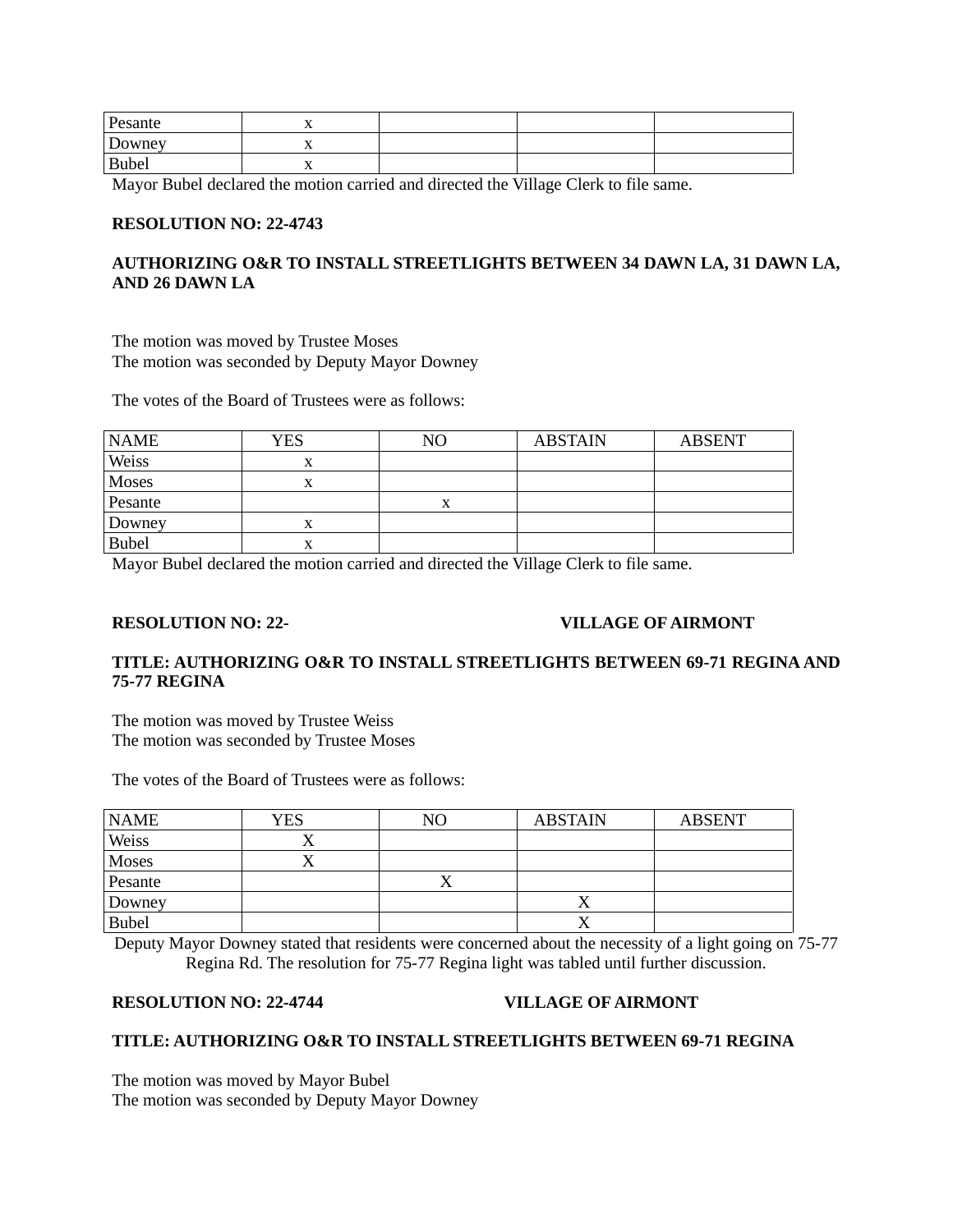| Pesante | x | | | |
|---|---|---|---|---|
| Downey | x | | | |
| Bubel | x | | | |

Mayor Bubel declared the motion carried and directed the Village Clerk to file same.

**RESOLUTION NO: 22-4743**

**AUTHORIZING O&R TO INSTALL STREETLIGHTS BETWEEN 34 DAWN LA, 31 DAWN LA, AND 26 DAWN LA**

The motion was moved by Trustee Moses
The motion was seconded by Deputy Mayor Downey

The votes of the Board of Trustees were as follows:

| NAME | YES | NO | ABSTAIN | ABSENT |
|---|---|---|---|---|
| Weiss | x | | | |
| Moses | x | | | |
| Pesante | | x | | |
| Downey | x | | | |
| Bubel | x | | | |

Mayor Bubel declared the motion carried and directed the Village Clerk to file same.

**RESOLUTION NO: 22-** **VILLAGE OF AIRMONT**

**TITLE: AUTHORIZING O&R TO INSTALL STREETLIGHTS BETWEEN 69-71 REGINA AND 75-77 REGINA**

The motion was moved by Trustee Weiss
The motion was seconded by Trustee Moses

The votes of the Board of Trustees were as follows:

| NAME | YES | NO | ABSTAIN | ABSENT |
|---|---|---|---|---|
| Weiss | X | | | |
| Moses | X | | | |
| Pesante | | X | | |
| Downey | | | X | |
| Bubel | | | X | |

Deputy Mayor Downey stated that residents were concerned about the necessity of a light going on 75-77 Regina Rd. The resolution for 75-77 Regina light was tabled until further discussion.

**RESOLUTION NO: 22-4744** **VILLAGE OF AIRMONT**

**TITLE: AUTHORIZING O&R TO INSTALL STREETLIGHTS BETWEEN 69-71 REGINA**

The motion was moved by Mayor Bubel
The motion was seconded by Deputy Mayor Downey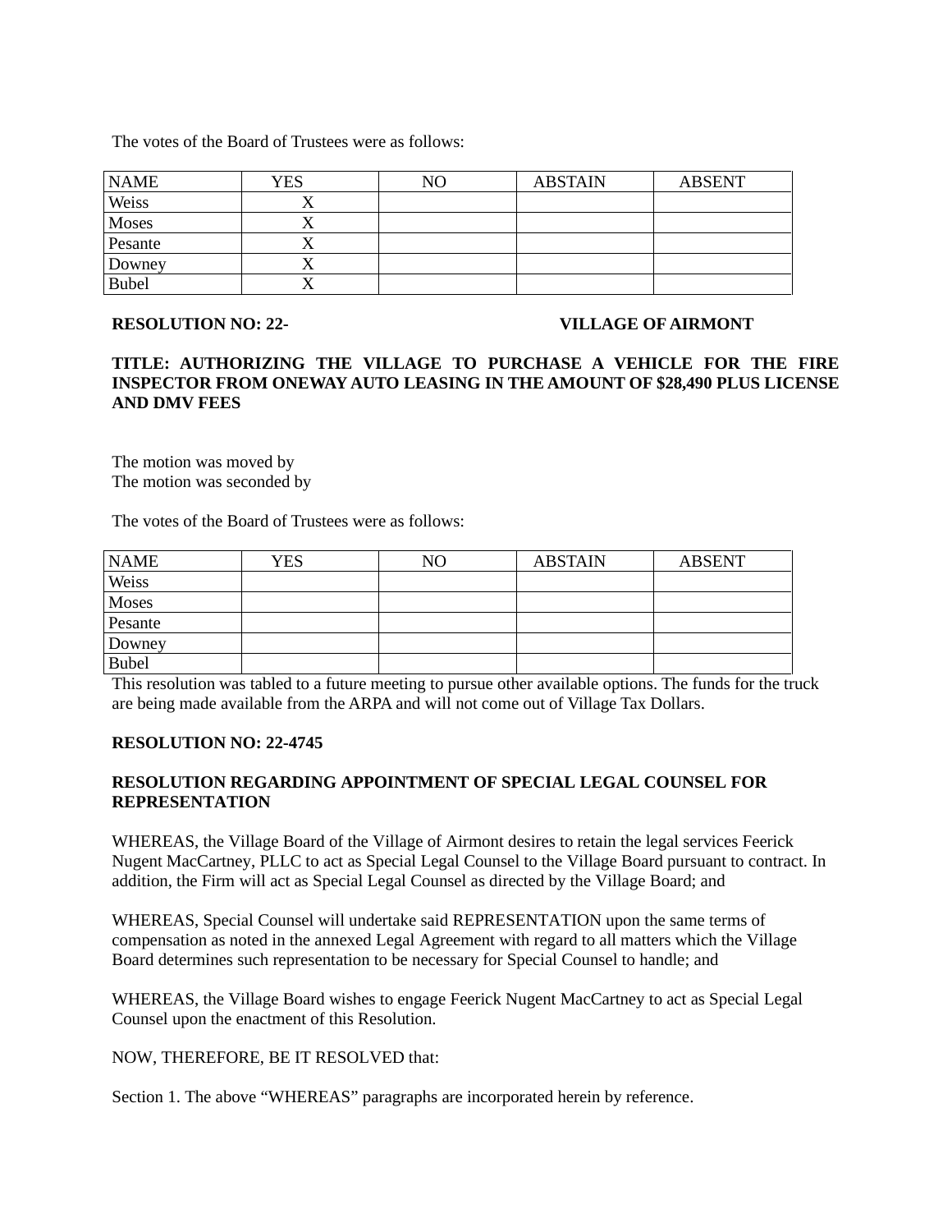The votes of the Board of Trustees were as follows:

| NAME | YES | NO | ABSTAIN | ABSENT |
|---|---|---|---|---|
| Weiss | X | | | |
| Moses | X | | | |
| Pesante | X | | | |
| Downey | X | | | |
| Bubel | X | | | |

**RESOLUTION NO: 22-** **VILLAGE OF AIRMONT**

**TITLE: AUTHORIZING THE VILLAGE TO PURCHASE A VEHICLE FOR THE FIRE INSPECTOR FROM ONEWAY AUTO LEASING IN THE AMOUNT OF $28,490 PLUS LICENSE AND DMV FEES**

The motion was moved by
The motion was seconded by

The votes of the Board of Trustees were as follows:

| NAME | YES | NO | ABSTAIN | ABSENT |
|---|---|---|---|---|
| Weiss | | | | |
| Moses | | | | |
| Pesante | | | | |
| Downey | | | | |
| Bubel | | | | |

This resolution was tabled to a future meeting to pursue other available options. The funds for the truck are being made available from the ARPA and will not come out of Village Tax Dollars.

**RESOLUTION NO: 22-4745**

**RESOLUTION REGARDING APPOINTMENT OF SPECIAL LEGAL COUNSEL FOR REPRESENTATION**

WHEREAS, the Village Board of the Village of Airmont desires to retain the legal services Feerick Nugent MacCartney, PLLC to act as Special Legal Counsel to the Village Board pursuant to contract. In addition, the Firm will act as Special Legal Counsel as directed by the Village Board; and

WHEREAS, Special Counsel will undertake said REPRESENTATION upon the same terms of compensation as noted in the annexed Legal Agreement with regard to all matters which the Village Board determines such representation to be necessary for Special Counsel to handle; and

WHEREAS, the Village Board wishes to engage Feerick Nugent MacCartney to act as Special Legal Counsel upon the enactment of this Resolution.

NOW, THEREFORE, BE IT RESOLVED that:

Section 1. The above "WHEREAS" paragraphs are incorporated herein by reference.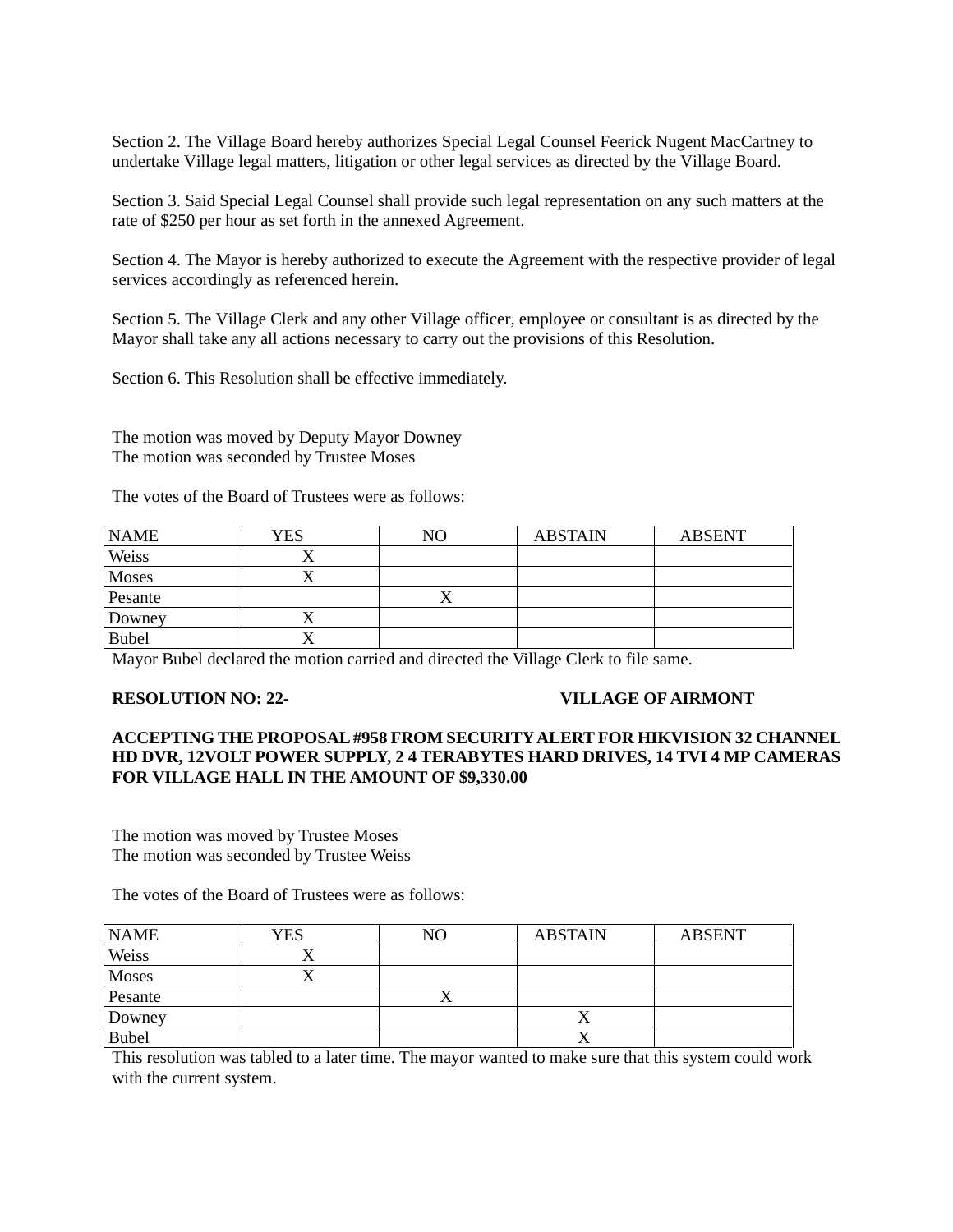Section 2. The Village Board hereby authorizes Special Legal Counsel Feerick Nugent MacCartney to undertake Village legal matters, litigation or other legal services as directed by the Village Board.

Section 3. Said Special Legal Counsel shall provide such legal representation on any such matters at the rate of $250 per hour as set forth in the annexed Agreement.

Section 4. The Mayor is hereby authorized to execute the Agreement with the respective provider of legal services accordingly as referenced herein.

Section 5. The Village Clerk and any other Village officer, employee or consultant is as directed by the Mayor shall take any all actions necessary to carry out the provisions of this Resolution.

Section 6. This Resolution shall be effective immediately.

The motion was moved by Deputy Mayor Downey
The motion was seconded by Trustee Moses

The votes of the Board of Trustees were as follows:

| NAME | YES | NO | ABSTAIN | ABSENT |
|---|---|---|---|---|
| Weiss | X | | | |
| Moses | X | | | |
| Pesante | | X | | |
| Downey | X | | | |
| Bubel | X | | | |

Mayor Bubel declared the motion carried and directed the Village Clerk to file same.

**RESOLUTION NO: 22-** **VILLAGE OF AIRMONT**

**ACCEPTING THE PROPOSAL #958 FROM SECURITY ALERT FOR HIKVISION 32 CHANNEL HD DVR, 12VOLT POWER SUPPLY, 2 4 TERABYTES HARD DRIVES, 14 TVI 4 MP CAMERAS FOR VILLAGE HALL IN THE AMOUNT OF $9,330.00**

The motion was moved by Trustee Moses
The motion was seconded by Trustee Weiss

The votes of the Board of Trustees were as follows:

| NAME | YES | NO | ABSTAIN | ABSENT |
|---|---|---|---|---|
| Weiss | X | | | |
| Moses | X | | | |
| Pesante | | X | | |
| Downey | | | X | |
| Bubel | | | X | |

This resolution was tabled to a later time. The mayor wanted to make sure that this system could work with the current system.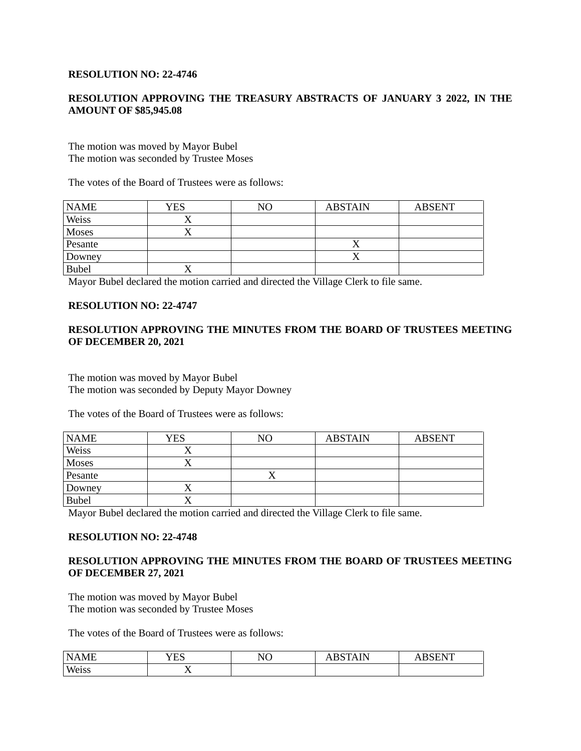**RESOLUTION NO: 22-4746**

**RESOLUTION APPROVING THE TREASURY ABSTRACTS OF JANUARY 3 2022, IN THE AMOUNT OF $85,945.08**

The motion was moved by Mayor Bubel
The motion was seconded by Trustee Moses

The votes of the Board of Trustees were as follows:

| NAME | YES | NO | ABSTAIN | ABSENT |
|---|---|---|---|---|
| Weiss | X | | | |
| Moses | X | | | |
| Pesante | | | X | |
| Downey | | | X | |
| Bubel | X | | | |

Mayor Bubel declared the motion carried and directed the Village Clerk to file same.

**RESOLUTION NO: 22-4747**

**RESOLUTION APPROVING THE MINUTES FROM THE BOARD OF TRUSTEES MEETING OF DECEMBER 20, 2021**

The motion was moved by Mayor Bubel
The motion was seconded by Deputy Mayor Downey

The votes of the Board of Trustees were as follows:

| NAME | YES | NO | ABSTAIN | ABSENT |
|---|---|---|---|---|
| Weiss | X | | | |
| Moses | X | | | |
| Pesante | | X | | |
| Downey | X | | | |
| Bubel | X | | | |

Mayor Bubel declared the motion carried and directed the Village Clerk to file same.

**RESOLUTION NO: 22-4748**

**RESOLUTION APPROVING THE MINUTES FROM THE BOARD OF TRUSTEES MEETING OF DECEMBER 27, 2021**

The motion was moved by Mayor Bubel
The motion was seconded by Trustee Moses

The votes of the Board of Trustees were as follows:

| NAME | YES | NO | ABSTAIN | ABSENT |
|---|---|---|---|---|
| Weiss | X | | | |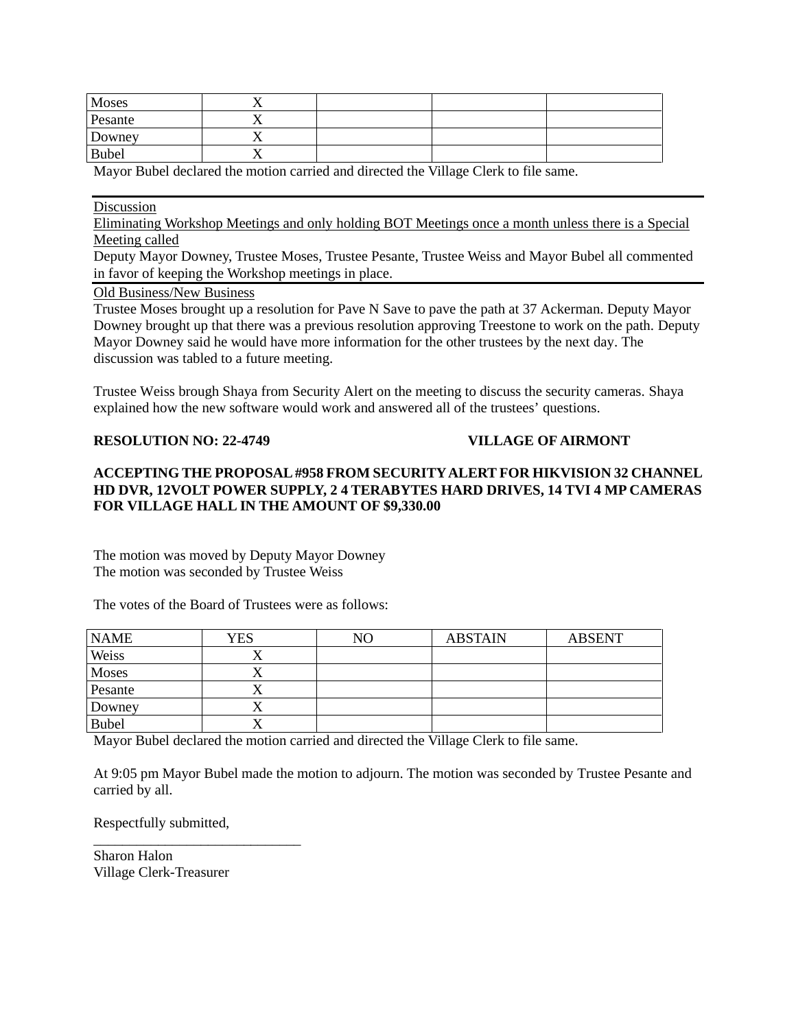| | | | | |
|---|---|---|---|---|
| Moses | X | | | |
| Pesante | X | | | |
| Downey | X | | | |
| Bubel | X | | | |

Mayor Bubel declared the motion carried and directed the Village Clerk to file same.

Discussion

Eliminating Workshop Meetings and only holding BOT Meetings once a month unless there is a Special Meeting called

Deputy Mayor Downey, Trustee Moses, Trustee Pesante, Trustee Weiss and Mayor Bubel all commented in favor of keeping the Workshop meetings in place.

Old Business/New Business

Trustee Moses brought up a resolution for Pave N Save to pave the path at 37 Ackerman. Deputy Mayor Downey brought up that there was a previous resolution approving Treestone to work on the path. Deputy Mayor Downey said he would have more information for the other trustees by the next day. The discussion was tabled to a future meeting.

Trustee Weiss brough Shaya from Security Alert on the meeting to discuss the security cameras. Shaya explained how the new software would work and answered all of the trustees' questions.

**RESOLUTION NO: 22-4749 VILLAGE OF AIRMONT**

**ACCEPTING THE PROPOSAL #958 FROM SECURITY ALERT FOR HIKVISION 32 CHANNEL HD DVR, 12VOLT POWER SUPPLY, 2 4 TERABYTES HARD DRIVES, 14 TVI 4 MP CAMERAS FOR VILLAGE HALL IN THE AMOUNT OF $9,330.00**

The motion was moved by Deputy Mayor Downey
The motion was seconded by Trustee Weiss

The votes of the Board of Trustees were as follows:

| NAME | YES | NO | ABSTAIN | ABSENT |
|---|---|---|---|---|
| Weiss | X | | | |
| Moses | X | | | |
| Pesante | X | | | |
| Downey | X | | | |
| Bubel | X | | | |

Mayor Bubel declared the motion carried and directed the Village Clerk to file same.

At 9:05 pm Mayor Bubel made the motion to adjourn. The motion was seconded by Trustee Pesante and carried by all.

Respectfully submitted,

\_\_\_\_\_\_\_\_\_\_\_\_\_\_\_\_\_\_\_\_\_\_\_\_\_\_\_\_\_\_

Sharon Halon
Village Clerk-Treasurer